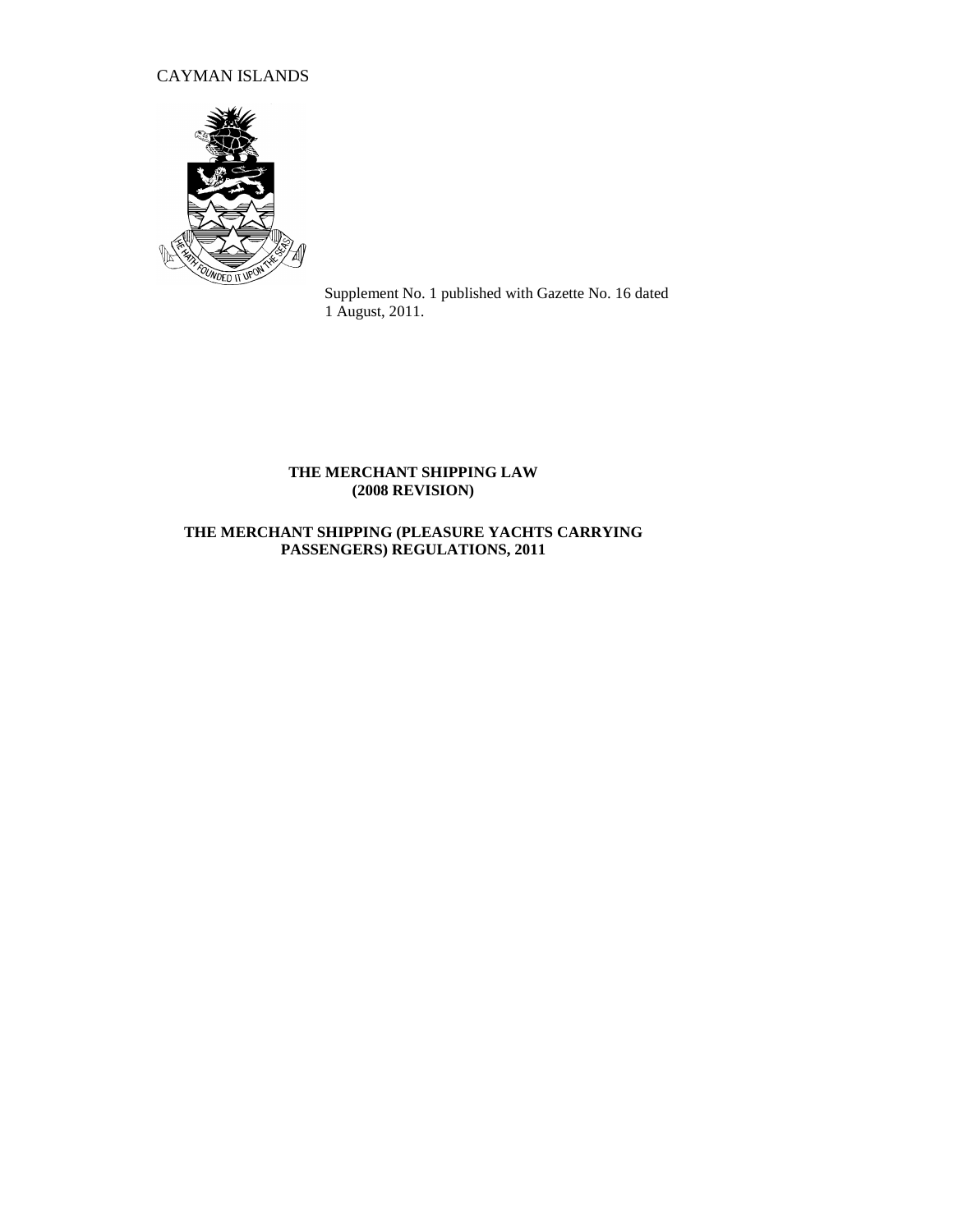CAYMAN ISLANDS

Supplement No. 1 published with Gazette No. 16 dated 1 August, 2011.

**THE MERCHANT SHIPPING LAW (2008 REVISION)**

**THE MERCHANT SHIPPING (PLEASURE YACHTS CARRYING PASSENGERS) REGULATIONS, 2011**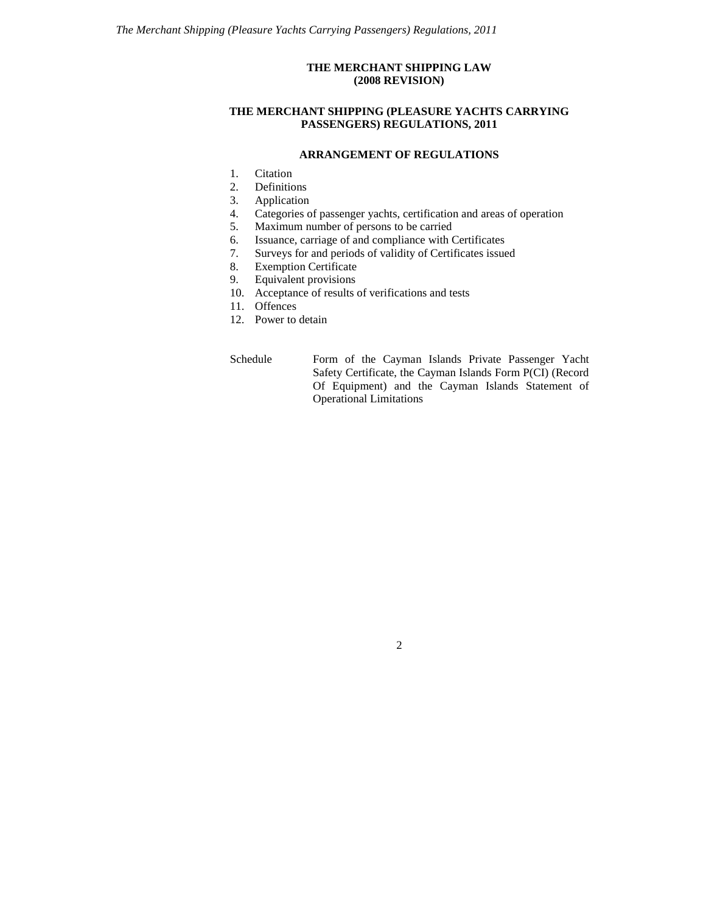**THE MERCHANT SHIPPING LAW**
**(2008 REVISION)**

**THE MERCHANT SHIPPING (PLEASURE YACHTS CARRYING PASSENGERS) REGULATIONS, 2011**

**ARRANGEMENT OF REGULATIONS**

1. Citation
2. Definitions
3. Application
4. Categories of passenger yachts, certification and areas of operation
5. Maximum number of persons to be carried
6. Issuance, carriage of and compliance with Certificates
7. Surveys for and periods of validity of Certificates issued
8. Exemption Certificate
9. Equivalent provisions
10. Acceptance of results of verifications and tests
11. Offences
12. Power to detain

Schedule — Form of the Cayman Islands Private Passenger Yacht Safety Certificate, the Cayman Islands Form P(CI) (Record Of Equipment) and the Cayman Islands Statement of Operational Limitations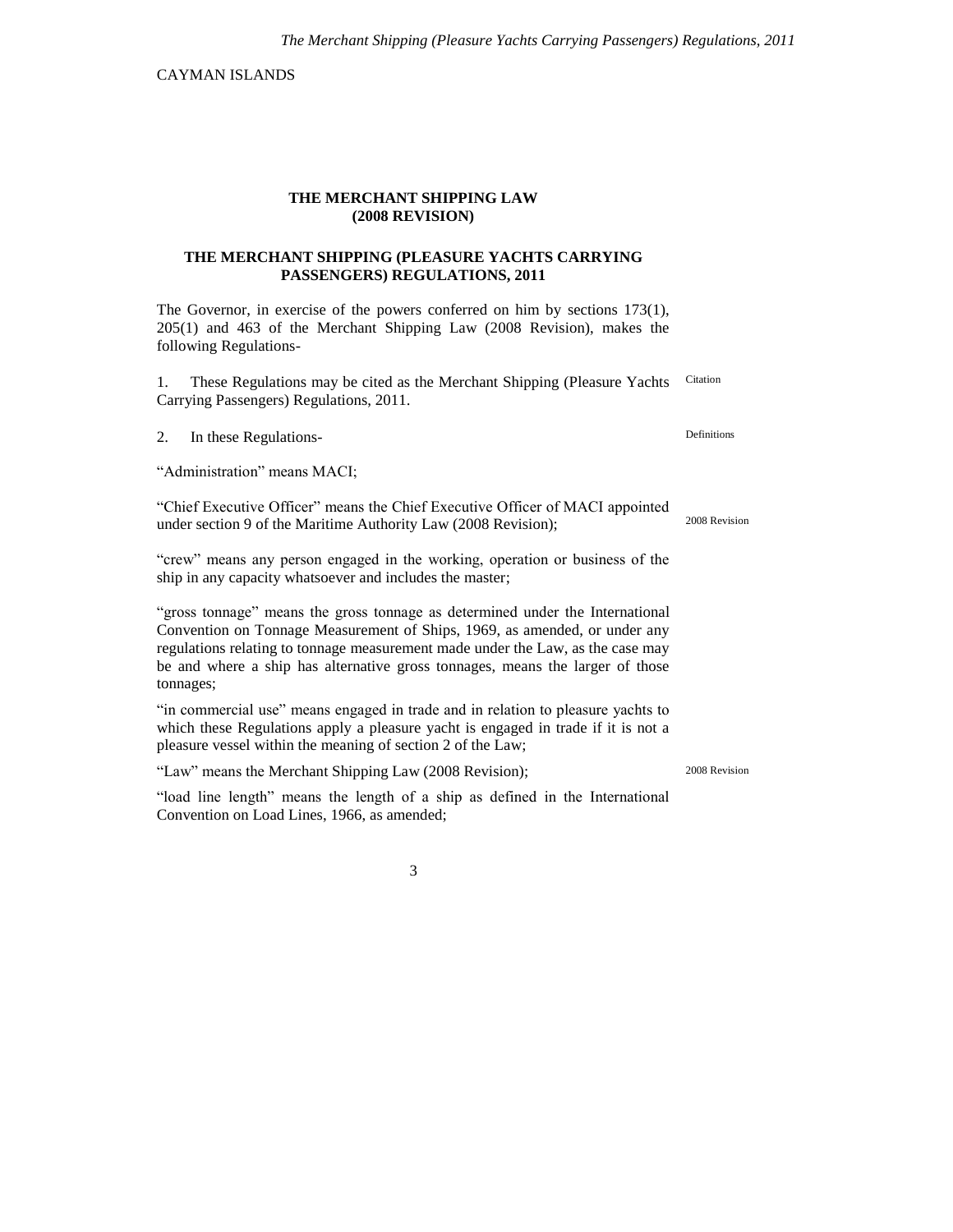CAYMAN ISLANDS

**THE MERCHANT SHIPPING LAW (2008 REVISION)**

**THE MERCHANT SHIPPING (PLEASURE YACHTS CARRYING PASSENGERS) REGULATIONS, 2011**

The Governor, in exercise of the powers conferred on him by sections 173(1), 205(1) and 463 of the Merchant Shipping Law (2008 Revision), makes the following Regulations-

Citation

1. These Regulations may be cited as the Merchant Shipping (Pleasure Yachts Carrying Passengers) Regulations, 2011.

Definitions

2. In these Regulations-

"Administration" means MACI;

"Chief Executive Officer" means the Chief Executive Officer of MACI appointed under section 9 of the Maritime Authority Law (2008 Revision); (2008 Revision)

"crew" means any person engaged in the working, operation or business of the ship in any capacity whatsoever and includes the master;

"gross tonnage" means the gross tonnage as determined under the International Convention on Tonnage Measurement of Ships, 1969, as amended, or under any regulations relating to tonnage measurement made under the Law, as the case may be and where a ship has alternative gross tonnages, means the larger of those tonnages;

"in commercial use" means engaged in trade and in relation to pleasure yachts to which these Regulations apply a pleasure yacht is engaged in trade if it is not a pleasure vessel within the meaning of section 2 of the Law;

"Law" means the Merchant Shipping Law (2008 Revision); (2008 Revision)

"load line length" means the length of a ship as defined in the International Convention on Load Lines, 1966, as amended;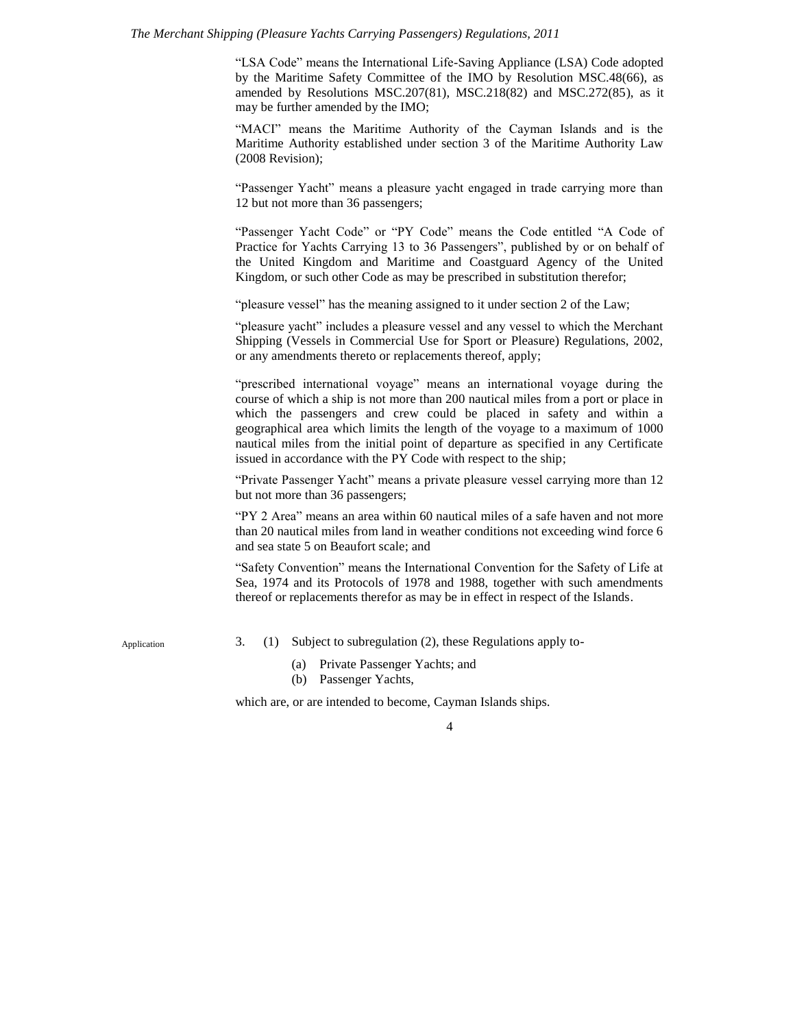"LSA Code" means the International Life-Saving Appliance (LSA) Code adopted by the Maritime Safety Committee of the IMO by Resolution MSC.48(66), as amended by Resolutions MSC.207(81), MSC.218(82) and MSC.272(85), as it may be further amended by the IMO;

"MACI" means the Maritime Authority of the Cayman Islands and is the Maritime Authority established under section 3 of the Maritime Authority Law (2008 Revision);

"Passenger Yacht" means a pleasure yacht engaged in trade carrying more than 12 but not more than 36 passengers;

"Passenger Yacht Code" or "PY Code" means the Code entitled "A Code of Practice for Yachts Carrying 13 to 36 Passengers", published by or on behalf of the United Kingdom and Maritime and Coastguard Agency of the United Kingdom, or such other Code as may be prescribed in substitution therefor;

"pleasure vessel" has the meaning assigned to it under section 2 of the Law;

"pleasure yacht" includes a pleasure vessel and any vessel to which the Merchant Shipping (Vessels in Commercial Use for Sport or Pleasure) Regulations, 2002, or any amendments thereto or replacements thereof, apply;

"prescribed international voyage" means an international voyage during the course of which a ship is not more than 200 nautical miles from a port or place in which the passengers and crew could be placed in safety and within a geographical area which limits the length of the voyage to a maximum of 1000 nautical miles from the initial point of departure as specified in any Certificate issued in accordance with the PY Code with respect to the ship;

"Private Passenger Yacht" means a private pleasure vessel carrying more than 12 but not more than 36 passengers;

"PY 2 Area" means an area within 60 nautical miles of a safe haven and not more than 20 nautical miles from land in weather conditions not exceeding wind force 6 and sea state 5 on Beaufort scale; and

"Safety Convention" means the International Convention for the Safety of Life at Sea, 1974 and its Protocols of 1978 and 1988, together with such amendments thereof or replacements therefor as may be in effect in respect of the Islands.

Application

3. (1) Subject to subregulation (2), these Regulations apply to-

(a) Private Passenger Yachts; and
(b) Passenger Yachts,

which are, or are intended to become, Cayman Islands ships.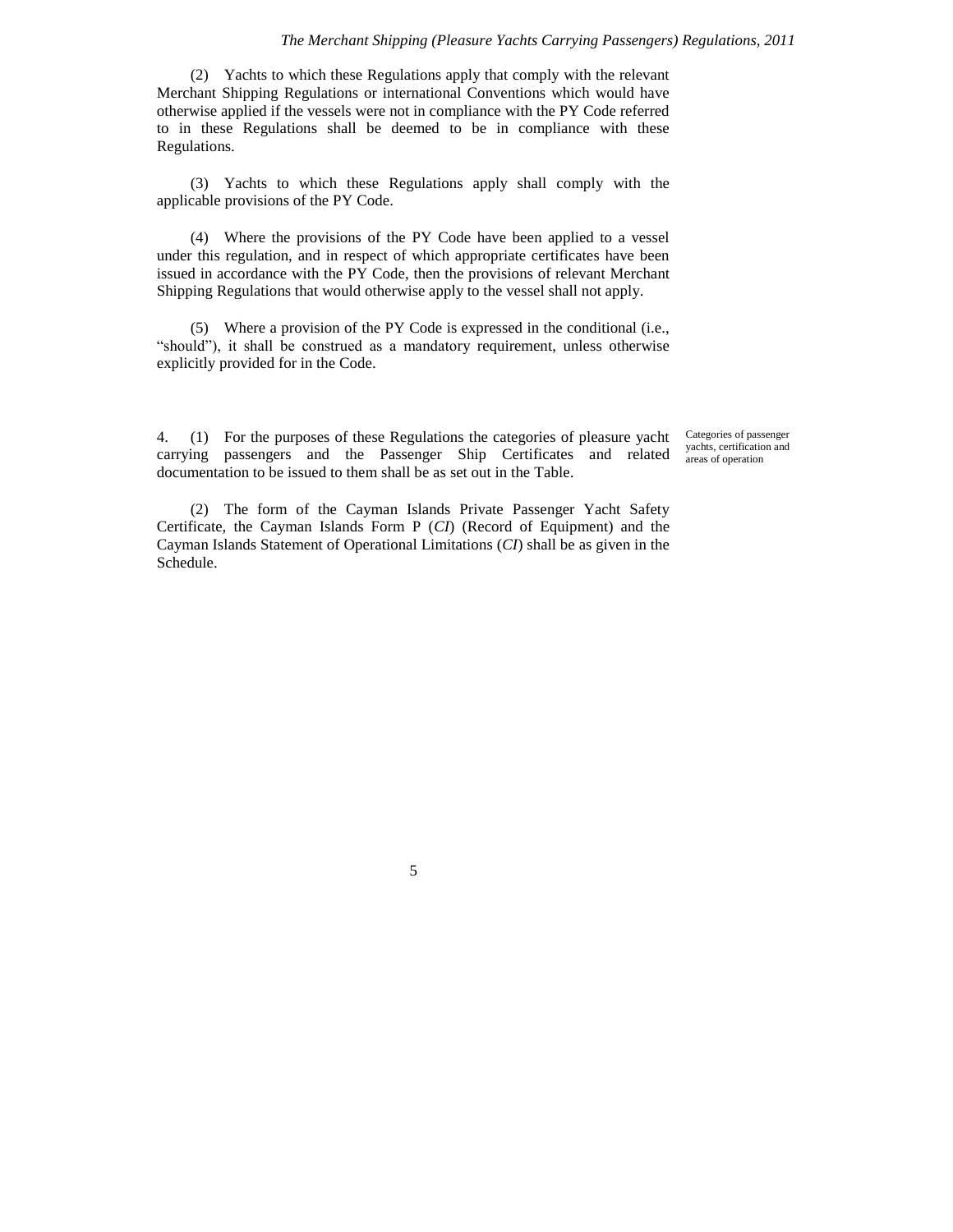(2) Yachts to which these Regulations apply that comply with the relevant Merchant Shipping Regulations or international Conventions which would have otherwise applied if the vessels were not in compliance with the PY Code referred to in these Regulations shall be deemed to be in compliance with these Regulations.

(3) Yachts to which these Regulations apply shall comply with the applicable provisions of the PY Code.

(4) Where the provisions of the PY Code have been applied to a vessel under this regulation, and in respect of which appropriate certificates have been issued in accordance with the PY Code, then the provisions of relevant Merchant Shipping Regulations that would otherwise apply to the vessel shall not apply.

(5) Where a provision of the PY Code is expressed in the conditional (i.e., "should"), it shall be construed as a mandatory requirement, unless otherwise explicitly provided for in the Code.

*Categories of passenger yachts, certification and areas of operation*

4. (1) For the purposes of these Regulations the categories of pleasure yacht carrying passengers and the Passenger Ship Certificates and related documentation to be issued to them shall be as set out in the Table.

(2) The form of the Cayman Islands Private Passenger Yacht Safety Certificate, the Cayman Islands Form P (*CI*) (Record of Equipment) and the Cayman Islands Statement of Operational Limitations (*CI*) shall be as given in the Schedule.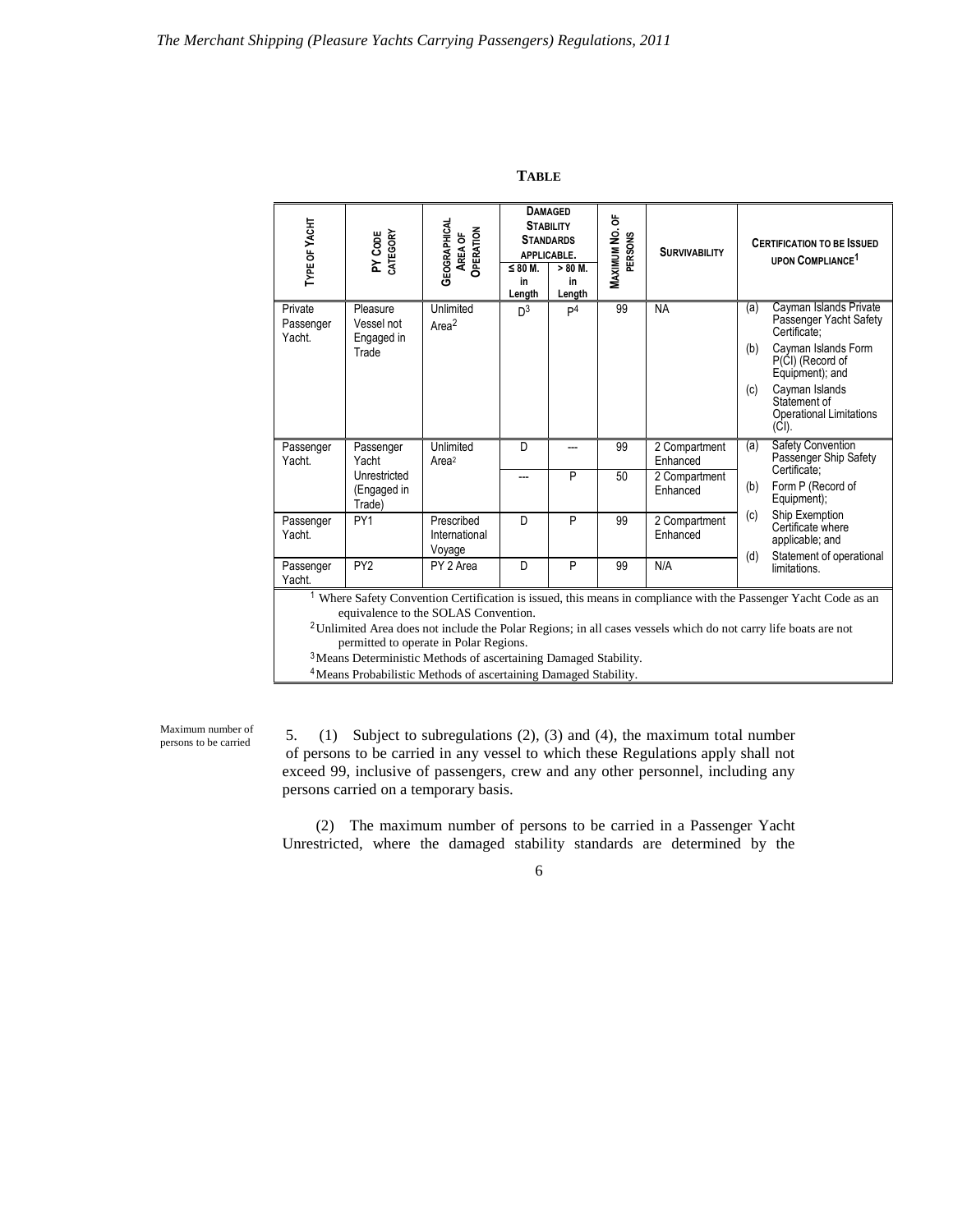**TABLE**

| Type of Yacht | PY Code Category | Geographical Area of Operation | Damaged Stability Standards applicable. | | Maximum No. of Persons | Survivability | Certification to be Issued upon Compliance[1] |
|---|---|---|---|---|---|---|---|
| | | | ≤ 80 M. in Length | > 80 M. in Length | | | |
| Private Passenger Yacht. | Pleasure Vessel not Engaged in Trade | Unlimited Area[2] | D[3] | P[4] | 99 | NA | (a) Cayman Islands Private Passenger Yacht Safety Certificate; (b) Cayman Islands Form P(CI) (Record of Equipment); and (c) Cayman Islands Statement of Operational Limitations (CI). |
| Passenger Yacht. | Passenger Yacht Unrestricted (Engaged in Trade) | Unlimited Area[2] | D | --- | 99 | 2 Compartment Enhanced | (a) Safety Convention Passenger Ship Safety Certificate; (b) Form P (Record of Equipment); (c) Ship Exemption Certificate where applicable; and (d) Statement of operational limitations. |
| | | | --- | P | 50 | 2 Compartment Enhanced | |
| Passenger Yacht. | PY1 | Prescribed International Voyage | D | P | 99 | 2 Compartment Enhanced | |
| Passenger Yacht. | PY2 | PY 2 Area | D | P | 99 | N/A | |

[1] Where Safety Convention Certification is issued, this means in compliance with the Passenger Yacht Code as an equivalence to the SOLAS Convention.

[2] Unlimited Area does not include the Polar Regions; in all cases vessels which do not carry life boats are not permitted to operate in Polar Regions.

[3] Means Deterministic Methods of ascertaining Damaged Stability.

[4] Means Probabilistic Methods of ascertaining Damaged Stability.

Maximum number of persons to be carried

5. (1) Subject to subregulations (2), (3) and (4), the maximum total number of persons to be carried in any vessel to which these Regulations apply shall not exceed 99, inclusive of passengers, crew and any other personnel, including any persons carried on a temporary basis.

(2) The maximum number of persons to be carried in a Passenger Yacht Unrestricted, where the damaged stability standards are determined by the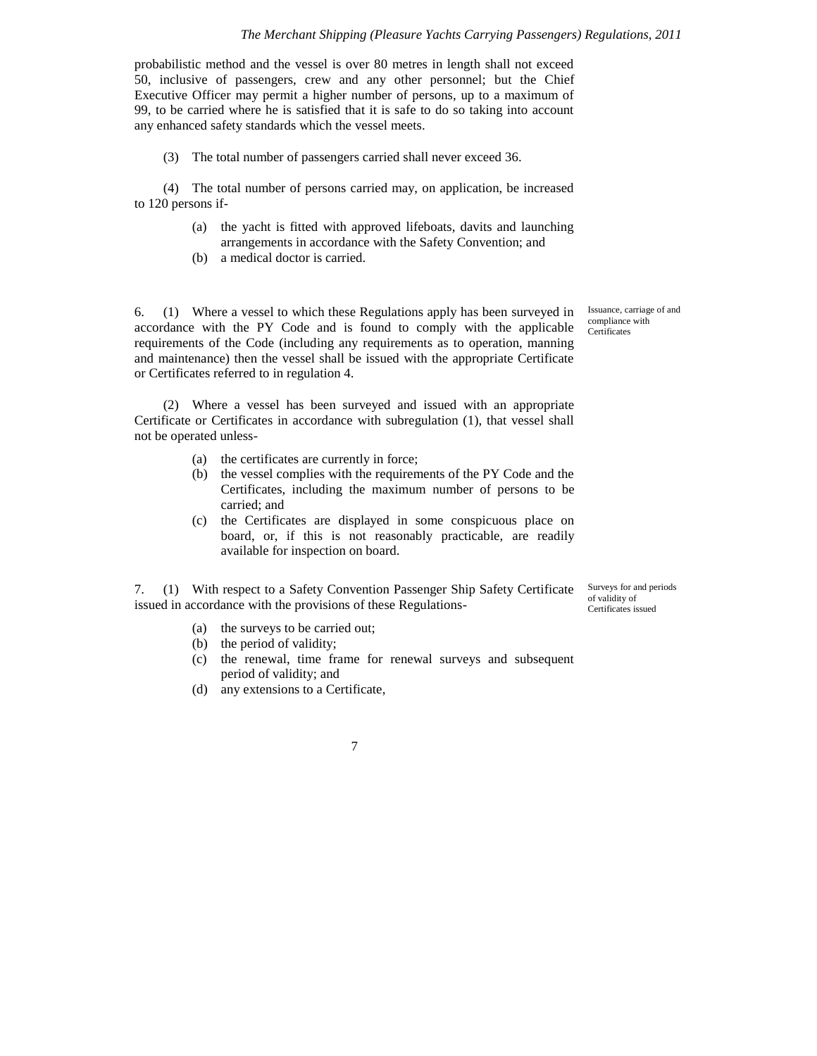probabilistic method and the vessel is over 80 metres in length shall not exceed 50, inclusive of passengers, crew and any other personnel; but the Chief Executive Officer may permit a higher number of persons, up to a maximum of 99, to be carried where he is satisfied that it is safe to do so taking into account any enhanced safety standards which the vessel meets.

(3) The total number of passengers carried shall never exceed 36.

(4) The total number of persons carried may, on application, be increased to 120 persons if-

(a) the yacht is fitted with approved lifeboats, davits and launching arrangements in accordance with the Safety Convention; and
(b) a medical doctor is carried.

*Issuance, carriage of and compliance with Certificates*

6. (1) Where a vessel to which these Regulations apply has been surveyed in accordance with the PY Code and is found to comply with the applicable requirements of the Code (including any requirements as to operation, manning and maintenance) then the vessel shall be issued with the appropriate Certificate or Certificates referred to in regulation 4.

(2) Where a vessel has been surveyed and issued with an appropriate Certificate or Certificates in accordance with subregulation (1), that vessel shall not be operated unless-

(a) the certificates are currently in force;
(b) the vessel complies with the requirements of the PY Code and the Certificates, including the maximum number of persons to be carried; and
(c) the Certificates are displayed in some conspicuous place on board, or, if this is not reasonably practicable, are readily available for inspection on board.

*Surveys for and periods of validity of Certificates issued*

7. (1) With respect to a Safety Convention Passenger Ship Safety Certificate issued in accordance with the provisions of these Regulations-

(a) the surveys to be carried out;
(b) the period of validity;
(c) the renewal, time frame for renewal surveys and subsequent period of validity; and
(d) any extensions to a Certificate,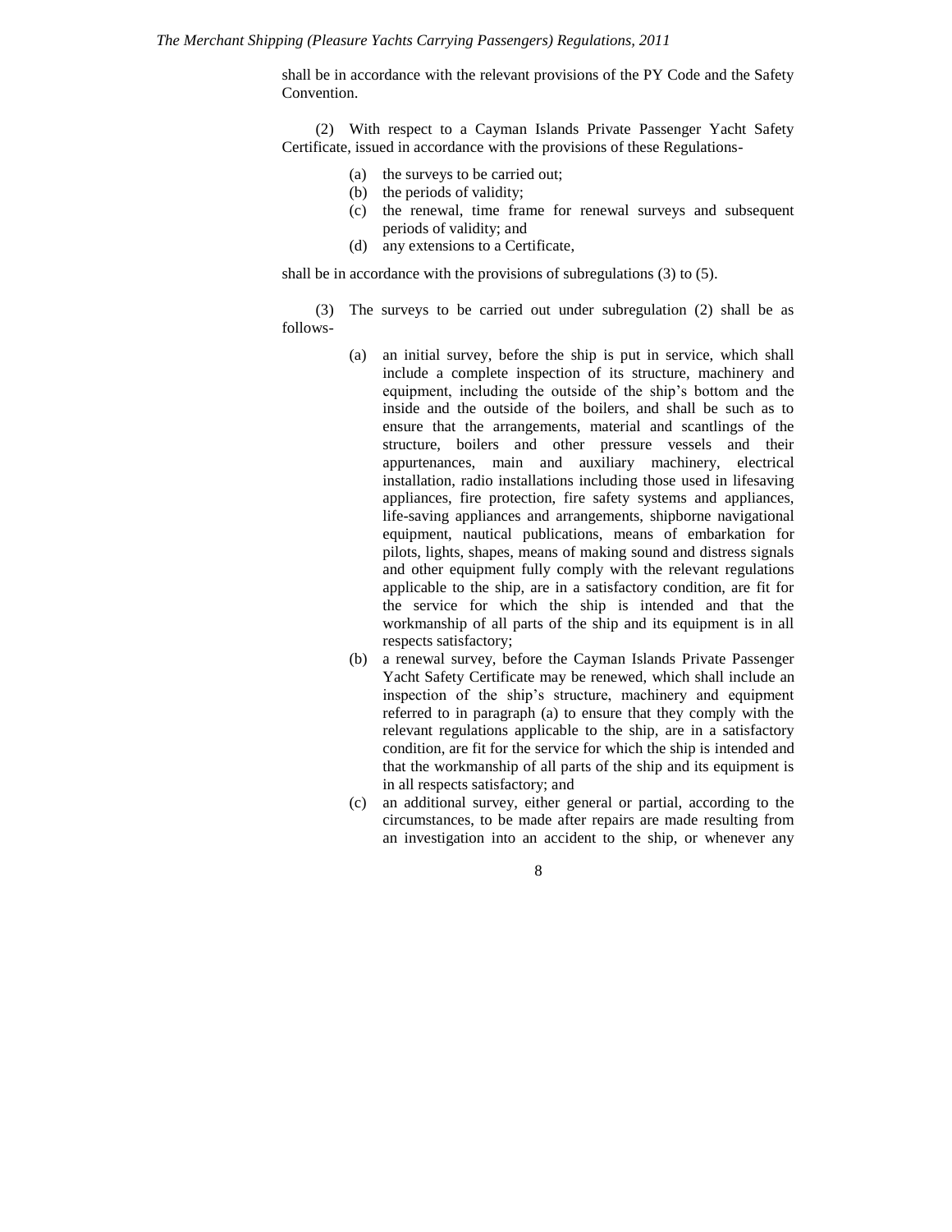shall be in accordance with the relevant provisions of the PY Code and the Safety Convention.

(2) With respect to a Cayman Islands Private Passenger Yacht Safety Certificate, issued in accordance with the provisions of these Regulations-

- (a) the surveys to be carried out;
- (b) the periods of validity;
- (c) the renewal, time frame for renewal surveys and subsequent periods of validity; and
- (d) any extensions to a Certificate,

shall be in accordance with the provisions of subregulations (3) to (5).

(3) The surveys to be carried out under subregulation (2) shall be as follows-

- (a) an initial survey, before the ship is put in service, which shall include a complete inspection of its structure, machinery and equipment, including the outside of the ship's bottom and the inside and the outside of the boilers, and shall be such as to ensure that the arrangements, material and scantlings of the structure, boilers and other pressure vessels and their appurtenances, main and auxiliary machinery, electrical installation, radio installations including those used in lifesaving appliances, fire protection, fire safety systems and appliances, life-saving appliances and arrangements, shipborne navigational equipment, nautical publications, means of embarkation for pilots, lights, shapes, means of making sound and distress signals and other equipment fully comply with the relevant regulations applicable to the ship, are in a satisfactory condition, are fit for the service for which the ship is intended and that the workmanship of all parts of the ship and its equipment is in all respects satisfactory;
- (b) a renewal survey, before the Cayman Islands Private Passenger Yacht Safety Certificate may be renewed, which shall include an inspection of the ship's structure, machinery and equipment referred to in paragraph (a) to ensure that they comply with the relevant regulations applicable to the ship, are in a satisfactory condition, are fit for the service for which the ship is intended and that the workmanship of all parts of the ship and its equipment is in all respects satisfactory; and
- (c) an additional survey, either general or partial, according to the circumstances, to be made after repairs are made resulting from an investigation into an accident to the ship, or whenever any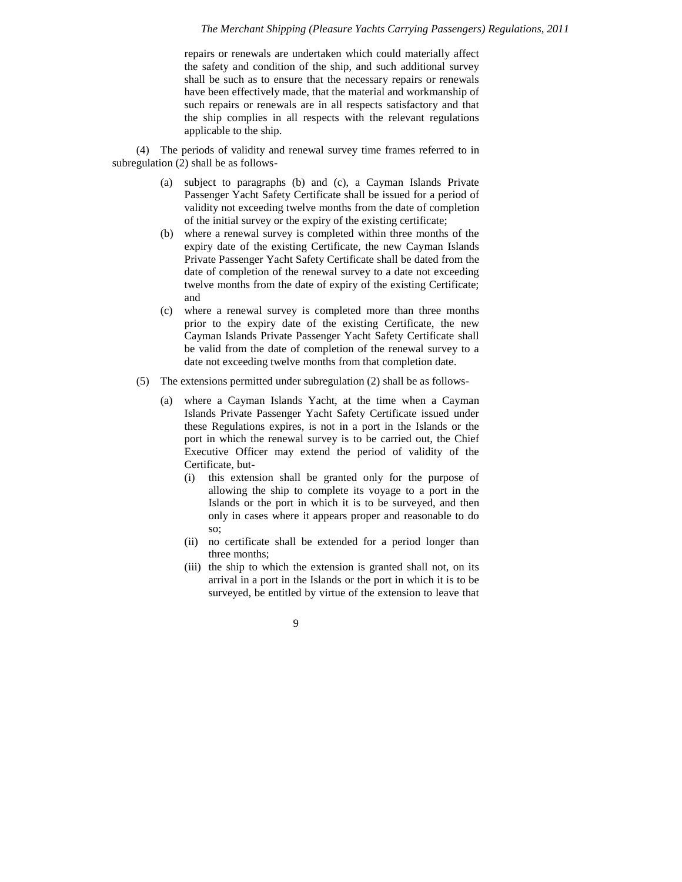repairs or renewals are undertaken which could materially affect the safety and condition of the ship, and such additional survey shall be such as to ensure that the necessary repairs or renewals have been effectively made, that the material and workmanship of such repairs or renewals are in all respects satisfactory and that the ship complies in all respects with the relevant regulations applicable to the ship.

(4) The periods of validity and renewal survey time frames referred to in subregulation (2) shall be as follows-

(a) subject to paragraphs (b) and (c), a Cayman Islands Private Passenger Yacht Safety Certificate shall be issued for a period of validity not exceeding twelve months from the date of completion of the initial survey or the expiry of the existing certificate;

(b) where a renewal survey is completed within three months of the expiry date of the existing Certificate, the new Cayman Islands Private Passenger Yacht Safety Certificate shall be dated from the date of completion of the renewal survey to a date not exceeding twelve months from the date of expiry of the existing Certificate; and

(c) where a renewal survey is completed more than three months prior to the expiry date of the existing Certificate, the new Cayman Islands Private Passenger Yacht Safety Certificate shall be valid from the date of completion of the renewal survey to a date not exceeding twelve months from that completion date.

(5) The extensions permitted under subregulation (2) shall be as follows-

(a) where a Cayman Islands Yacht, at the time when a Cayman Islands Private Passenger Yacht Safety Certificate issued under these Regulations expires, is not in a port in the Islands or the port in which the renewal survey is to be carried out, the Chief Executive Officer may extend the period of validity of the Certificate, but-

(i) this extension shall be granted only for the purpose of allowing the ship to complete its voyage to a port in the Islands or the port in which it is to be surveyed, and then only in cases where it appears proper and reasonable to do so;

(ii) no certificate shall be extended for a period longer than three months;

(iii) the ship to which the extension is granted shall not, on its arrival in a port in the Islands or the port in which it is to be surveyed, be entitled by virtue of the extension to leave that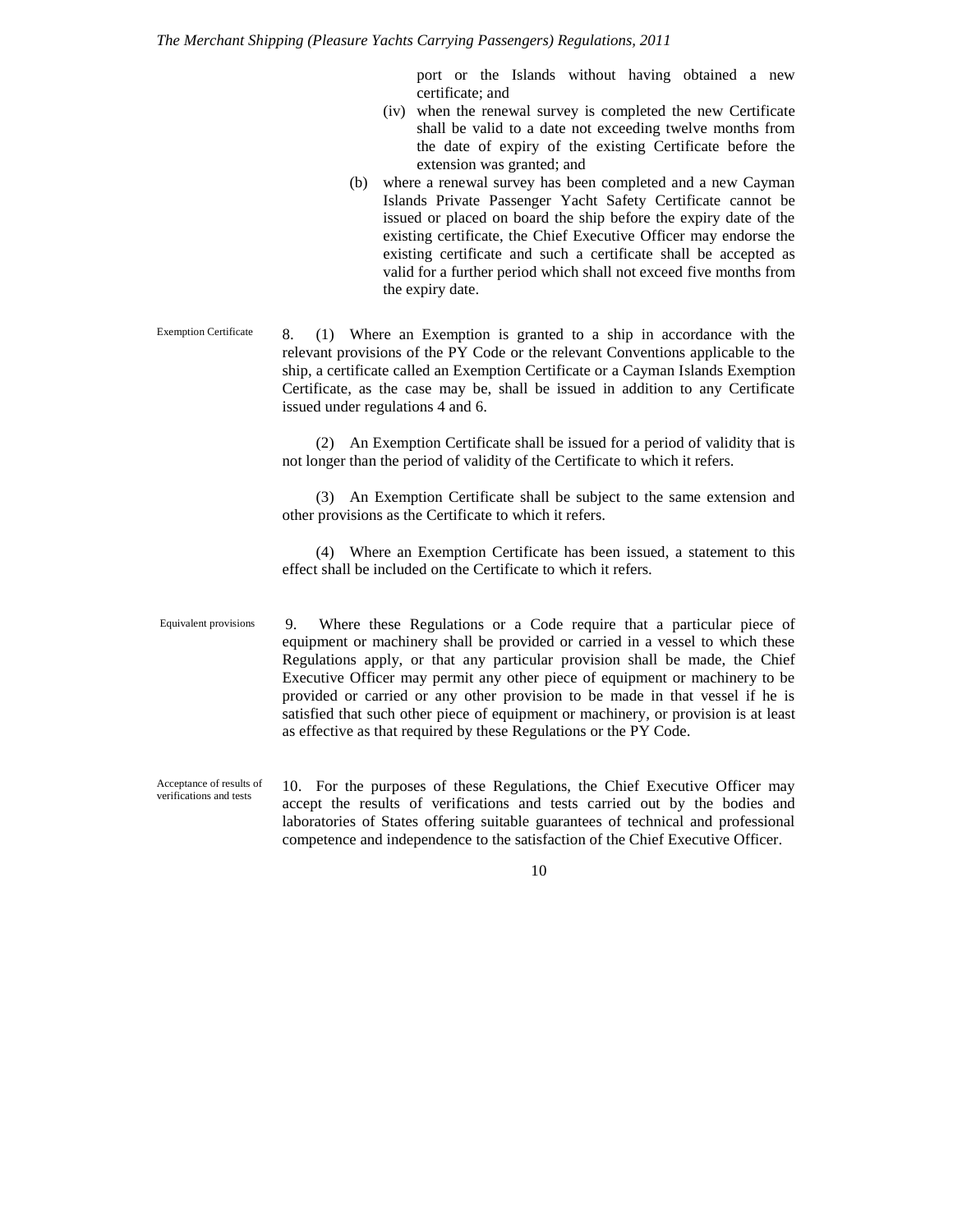port or the Islands without having obtained a new certificate; and

(iv) when the renewal survey is completed the new Certificate shall be valid to a date not exceeding twelve months from the date of expiry of the existing Certificate before the extension was granted; and

(b) where a renewal survey has been completed and a new Cayman Islands Private Passenger Yacht Safety Certificate cannot be issued or placed on board the ship before the expiry date of the existing certificate, the Chief Executive Officer may endorse the existing certificate and such a certificate shall be accepted as valid for a further period which shall not exceed five months from the expiry date.

*Exemption Certificate*

8. (1) Where an Exemption is granted to a ship in accordance with the relevant provisions of the PY Code or the relevant Conventions applicable to the ship, a certificate called an Exemption Certificate or a Cayman Islands Exemption Certificate, as the case may be, shall be issued in addition to any Certificate issued under regulations 4 and 6.

(2) An Exemption Certificate shall be issued for a period of validity that is not longer than the period of validity of the Certificate to which it refers.

(3) An Exemption Certificate shall be subject to the same extension and other provisions as the Certificate to which it refers.

(4) Where an Exemption Certificate has been issued, a statement to this effect shall be included on the Certificate to which it refers.

*Equivalent provisions*

9. Where these Regulations or a Code require that a particular piece of equipment or machinery shall be provided or carried in a vessel to which these Regulations apply, or that any particular provision shall be made, the Chief Executive Officer may permit any other piece of equipment or machinery to be provided or carried or any other provision to be made in that vessel if he is satisfied that such other piece of equipment or machinery, or provision is at least as effective as that required by these Regulations or the PY Code.

*Acceptance of results of verifications and tests*

10. For the purposes of these Regulations, the Chief Executive Officer may accept the results of verifications and tests carried out by the bodies and laboratories of States offering suitable guarantees of technical and professional competence and independence to the satisfaction of the Chief Executive Officer.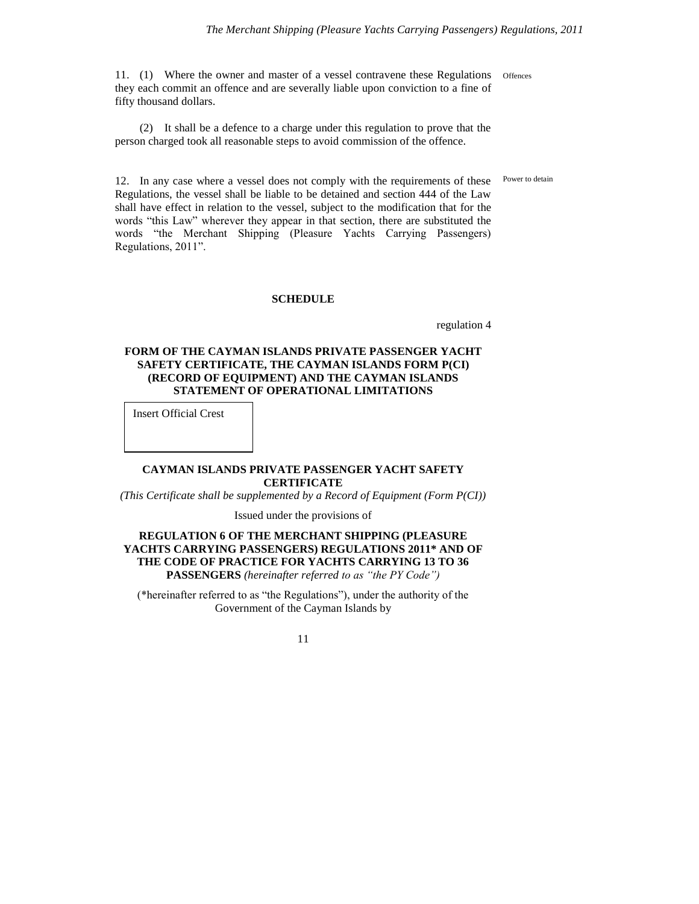11. (1) Where the owner and master of a vessel contravene these Regulations they each commit an offence and are severally liable upon conviction to a fine of fifty thousand dollars.

Offences

(2) It shall be a defence to a charge under this regulation to prove that the person charged took all reasonable steps to avoid commission of the offence.

12. In any case where a vessel does not comply with the requirements of these Regulations, the vessel shall be liable to be detained and section 444 of the Law shall have effect in relation to the vessel, subject to the modification that for the words "this Law" wherever they appear in that section, there are substituted the words "the Merchant Shipping (Pleasure Yachts Carrying Passengers) Regulations, 2011".

Power to detain

**SCHEDULE**

regulation 4

**FORM OF THE CAYMAN ISLANDS PRIVATE PASSENGER YACHT SAFETY CERTIFICATE, THE CAYMAN ISLANDS FORM P(CI) (RECORD OF EQUIPMENT) AND THE CAYMAN ISLANDS STATEMENT OF OPERATIONAL LIMITATIONS**

| Insert Official Crest |
|---|

**CAYMAN ISLANDS PRIVATE PASSENGER YACHT SAFETY CERTIFICATE**

*(This Certificate shall be supplemented by a Record of Equipment (Form P(CI))*

Issued under the provisions of

**REGULATION 6 OF THE MERCHANT SHIPPING (PLEASURE YACHTS CARRYING PASSENGERS) REGULATIONS 2011\* AND OF THE CODE OF PRACTICE FOR YACHTS CARRYING 13 TO 36 PASSENGERS** *(hereinafter referred to as "the PY Code")*

(\*hereinafter referred to as "the Regulations"), under the authority of the Government of the Cayman Islands by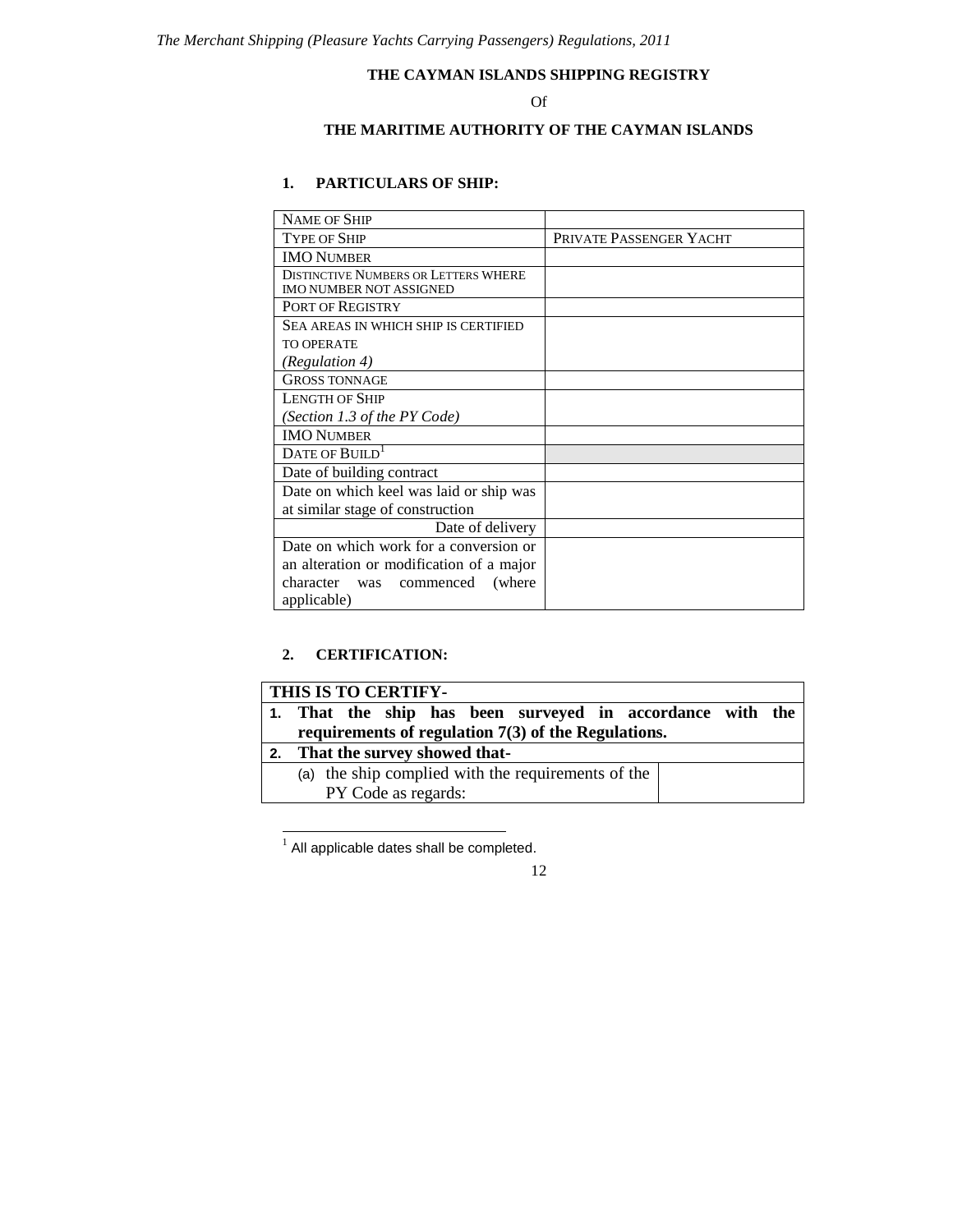**THE CAYMAN ISLANDS SHIPPING REGISTRY**

Of

**THE MARITIME AUTHORITY OF THE CAYMAN ISLANDS**

**1. PARTICULARS OF SHIP:**

| NAME OF SHIP | |
|---|---|
| TYPE OF SHIP | PRIVATE PASSENGER YACHT |
| IMO NUMBER | |
| DISTINCTIVE NUMBERS OR LETTERS WHERE IMO NUMBER NOT ASSIGNED | |
| PORT OF REGISTRY | |
| SEA AREAS IN WHICH SHIP IS CERTIFIED TO OPERATE *(Regulation 4)* | |
| GROSS TONNAGE | |
| LENGTH OF SHIP *(Section 1.3 of the PY Code)* | |
| IMO NUMBER | |
| DATE OF BUILD[1] | |
| Date of building contract | |
| Date on which keel was laid or ship was at similar stage of construction | |
| Date of delivery | |
| Date on which work for a conversion or an alteration or modification of a major character was commenced (where applicable) | |

**2. CERTIFICATION:**

| **THIS IS TO CERTIFY-** | |
|---|---|
| **1. That the ship has been surveyed in accordance with the requirements of regulation 7(3) of the Regulations.** | |
| **2. That the survey showed that-** | |
| (a) the ship complied with the requirements of the PY Code as regards: | |

[1] All applicable dates shall be completed.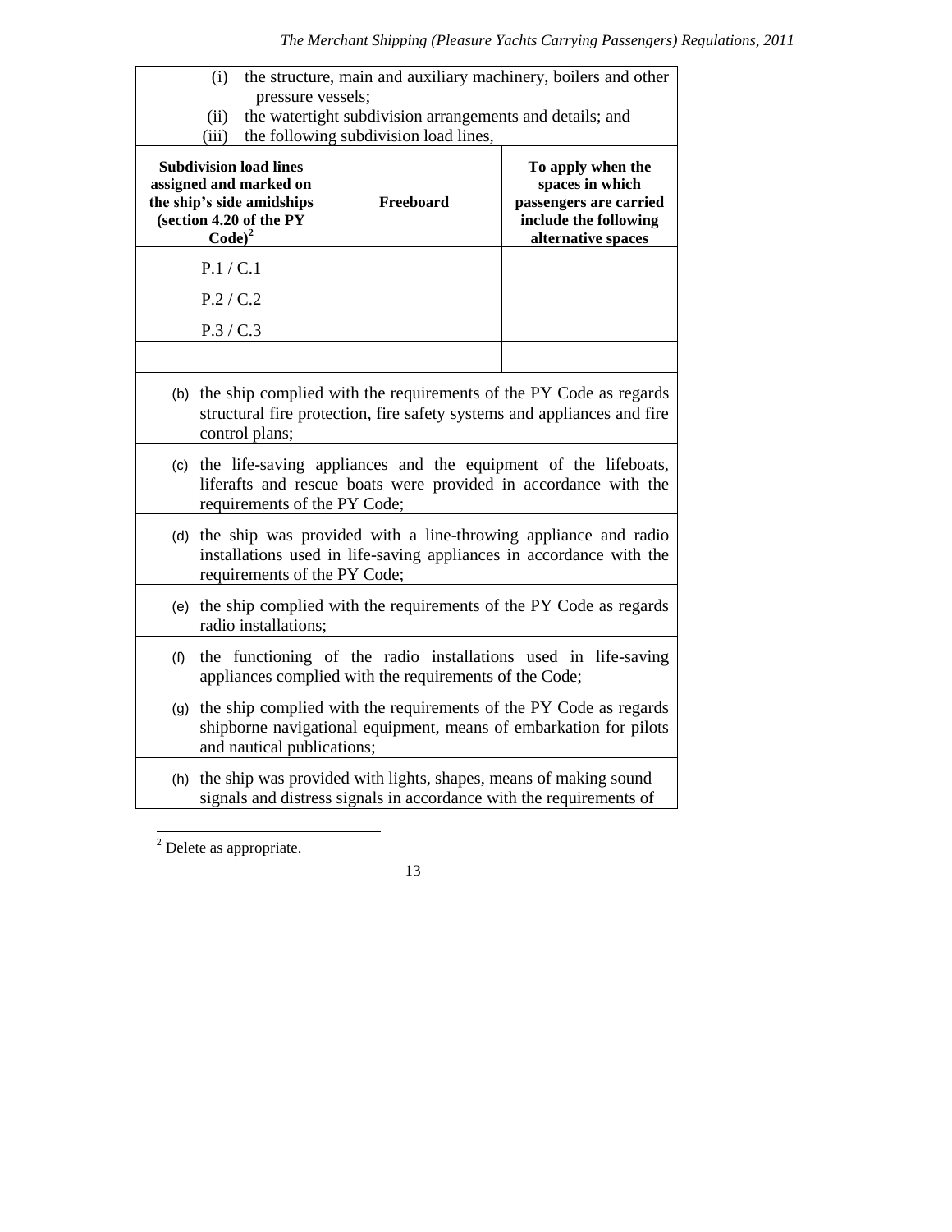(i) the structure, main and auxiliary machinery, boilers and other pressure vessels;

(ii) the watertight subdivision arrangements and details; and

(iii) the following subdivision load lines,

| Subdivision load lines assigned and marked on the ship's side amidships (section 4.20 of the PY Code)[2] | Freeboard | To apply when the spaces in which passengers are carried include the following alternative spaces |
|---|---|---|
| P.1 / C.1 | | |
| P.2 / C.2 | | |
| P.3 / C.3 | | |
| | | |

(b) the ship complied with the requirements of the PY Code as regards structural fire protection, fire safety systems and appliances and fire control plans;

(c) the life-saving appliances and the equipment of the lifeboats, liferafts and rescue boats were provided in accordance with the requirements of the PY Code;

(d) the ship was provided with a line-throwing appliance and radio installations used in life-saving appliances in accordance with the requirements of the PY Code;

(e) the ship complied with the requirements of the PY Code as regards radio installations;

(f) the functioning of the radio installations used in life-saving appliances complied with the requirements of the Code;

(g) the ship complied with the requirements of the PY Code as regards shipborne navigational equipment, means of embarkation for pilots and nautical publications;

(h) the ship was provided with lights, shapes, means of making sound signals and distress signals in accordance with the requirements of

[2] Delete as appropriate.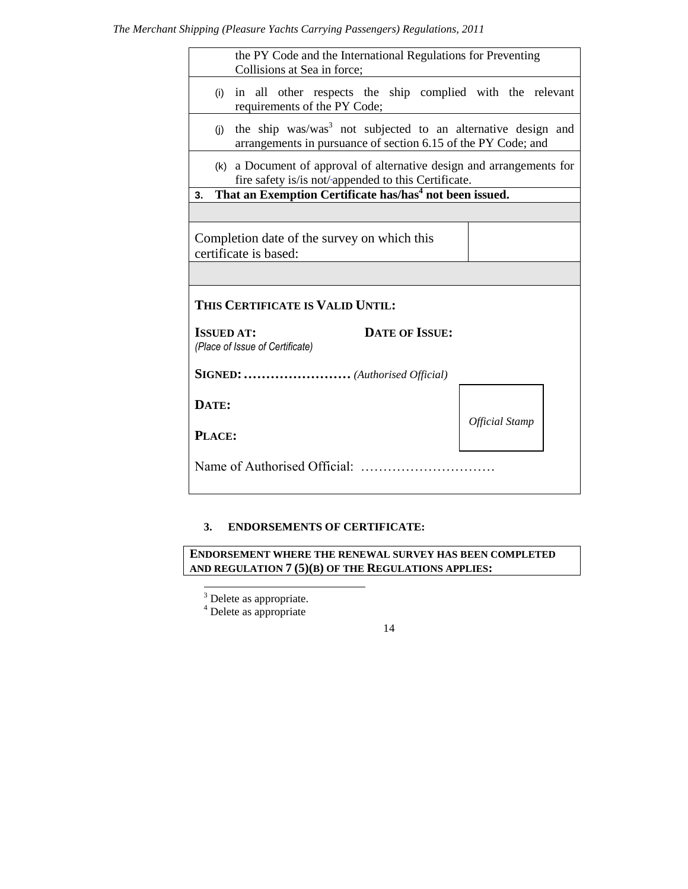the PY Code and the International Regulations for Preventing Collisions at Sea in force;

(i) in all other respects the ship complied with the relevant requirements of the PY Code;

(j) the ship was/was[3] not subjected to an alternative design and arrangements in pursuance of section 6.15 of the PY Code; and

(k) a Document of approval of alternative design and arrangements for fire safety is/is not appended to this Certificate.

**3. That an Exemption Certificate has/has[4] not been issued.**

| Completion date of the survey on which this certificate is based: | |
|---|---|

**THIS CERTIFICATE IS VALID UNTIL:**

**ISSUED AT:** *(Place of Issue of Certificate)* **DATE OF ISSUE:**

**SIGNED: ……………………** *(Authorised Official)*

**DATE:**

**PLACE:**

*Official Stamp*

Name of Authorised Official: …………………………

**3. ENDORSEMENTS OF CERTIFICATE:**

**ENDORSEMENT WHERE THE RENEWAL SURVEY HAS BEEN COMPLETED AND REGULATION 7 (5)(B) OF THE REGULATIONS APPLIES:**

[3] Delete as appropriate.

[4] Delete as appropriate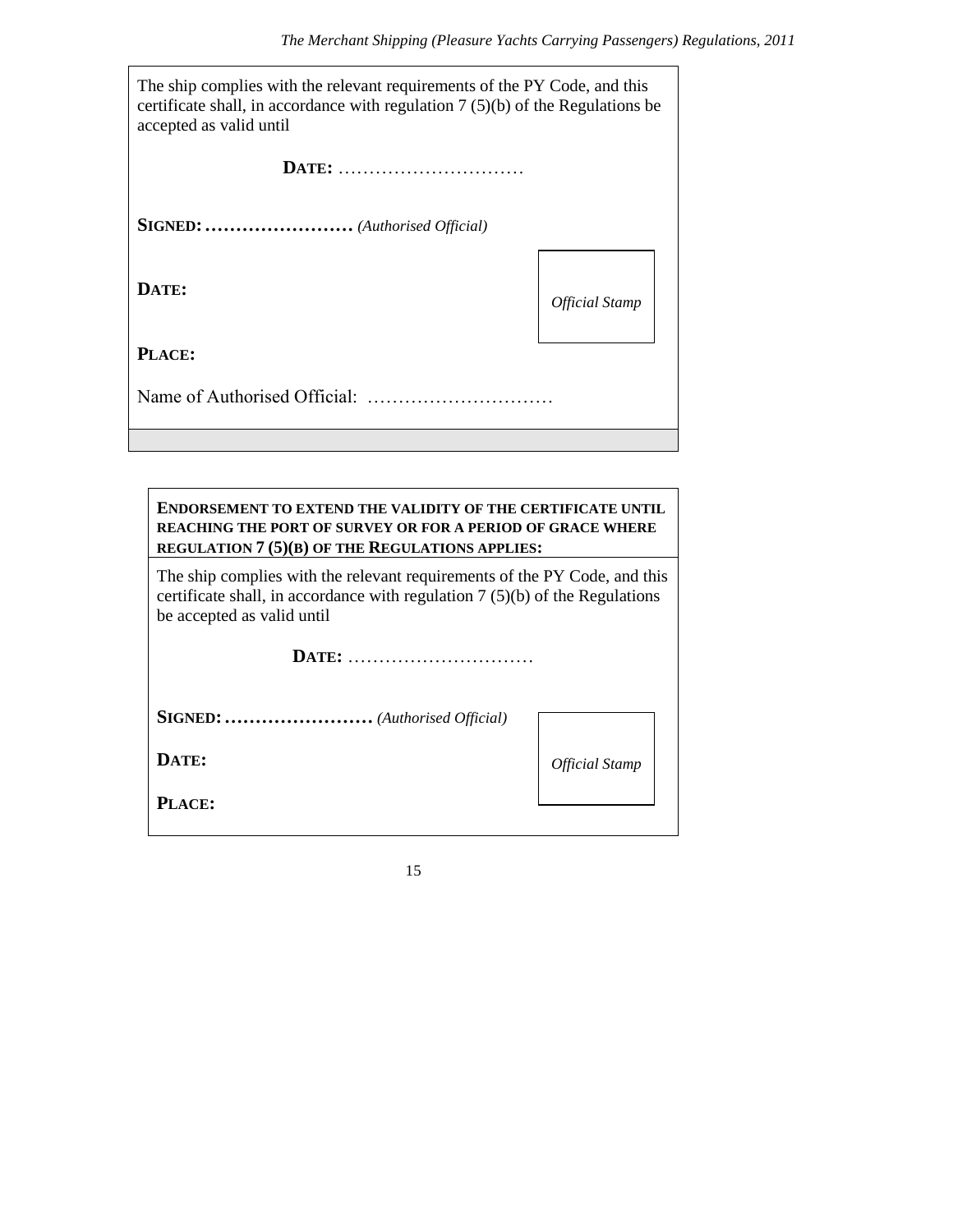The ship complies with the relevant requirements of the PY Code, and this certificate shall, in accordance with regulation 7 (5)(b) of the Regulations be accepted as valid until

**DATE:** …………………………

**SIGNED:** …………………… *(Authorised Official)*

**DATE:**

*Official Stamp*

**PLACE:**

Name of Authorised Official: …………………………

**ENDORSEMENT TO EXTEND THE VALIDITY OF THE CERTIFICATE UNTIL REACHING THE PORT OF SURVEY OR FOR A PERIOD OF GRACE WHERE REGULATION 7 (5)(B) OF THE REGULATIONS APPLIES:**

The ship complies with the relevant requirements of the PY Code, and this certificate shall, in accordance with regulation 7 (5)(b) of the Regulations be accepted as valid until

**DATE:** …………………………

**SIGNED:** …………………… *(Authorised Official)*

**DATE:**

*Official Stamp*

**PLACE:**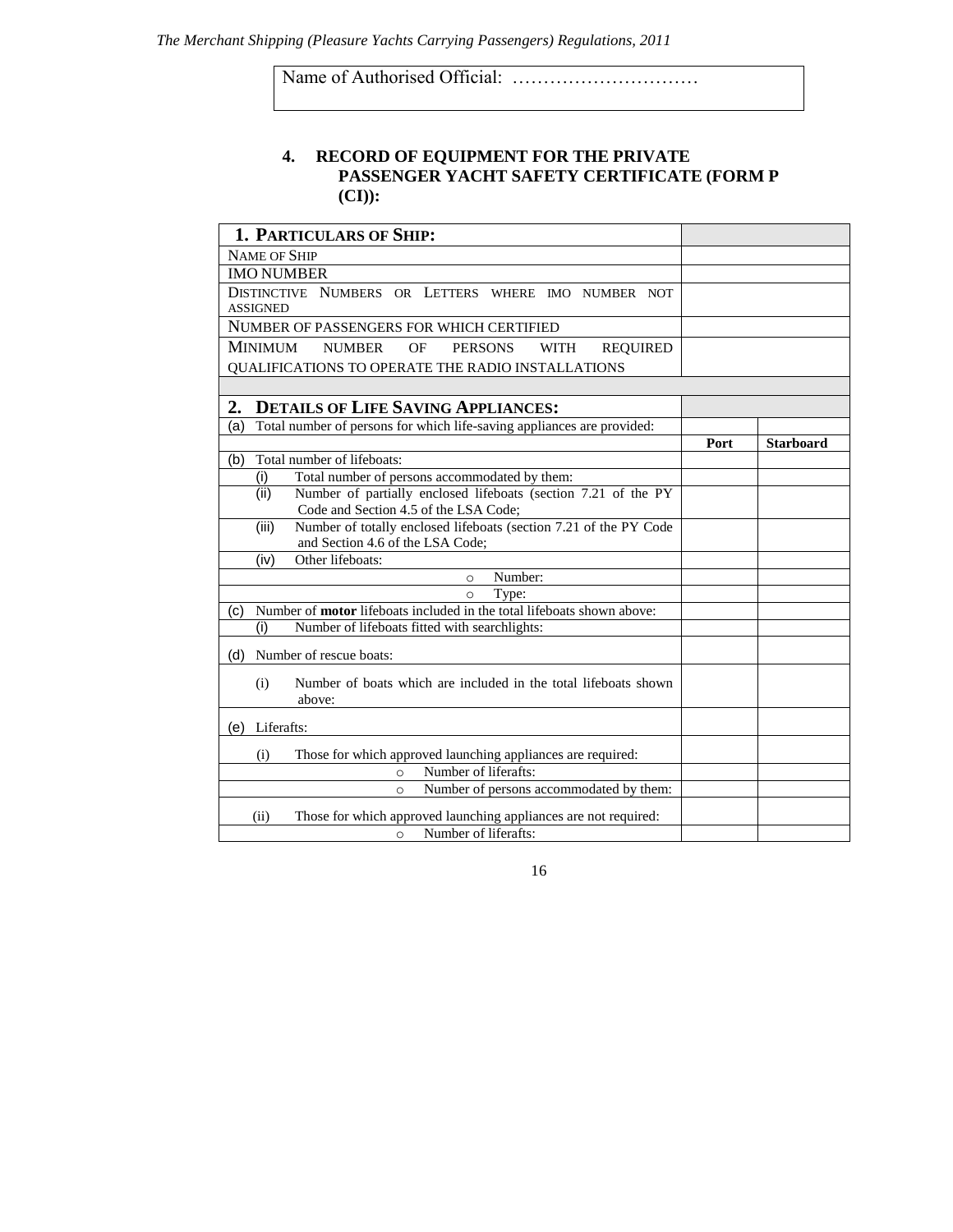| Name of Authorised Official: ………………………… |
|---|

### 4. RECORD OF EQUIPMENT FOR THE PRIVATE PASSENGER YACHT SAFETY CERTIFICATE (FORM P (CI)):

| **1. PARTICULARS OF SHIP:** | | |
|---|---|---|
| NAME OF SHIP | | |
| IMO NUMBER | | |
| DISTINCTIVE NUMBERS OR LETTERS WHERE IMO NUMBER NOT ASSIGNED | | |
| NUMBER OF PASSENGERS FOR WHICH CERTIFIED | | |
| MINIMUM NUMBER OF PERSONS WITH REQUIRED QUALIFICATIONS TO OPERATE THE RADIO INSTALLATIONS | | |
| | | |
| **2. DETAILS OF LIFE SAVING APPLIANCES:** | | |
| (a) Total number of persons for which life-saving appliances are provided: | | |
| | **Port** | **Starboard** |
| (b) Total number of lifeboats: | | |
| (i) Total number of persons accommodated by them: | | |
| (ii) Number of partially enclosed lifeboats (section 7.21 of the PY Code and Section 4.5 of the LSA Code; | | |
| (iii) Number of totally enclosed lifeboats (section 7.21 of the PY Code and Section 4.6 of the LSA Code; | | |
| (iv) Other lifeboats: | | |
| ○ Number: | | |
| ○ Type: | | |
| (c) Number of **motor** lifeboats included in the total lifeboats shown above: | | |
| (i) Number of lifeboats fitted with searchlights: | | |
| (d) Number of rescue boats: | | |
| (i) Number of boats which are included in the total lifeboats shown above: | | |
| (e) Liferafts: | | |
| (i) Those for which approved launching appliances are required: | | |
| ○ Number of liferafts: | | |
| ○ Number of persons accommodated by them: | | |
| (ii) Those for which approved launching appliances are not required: | | |
| ○ Number of liferafts: | | |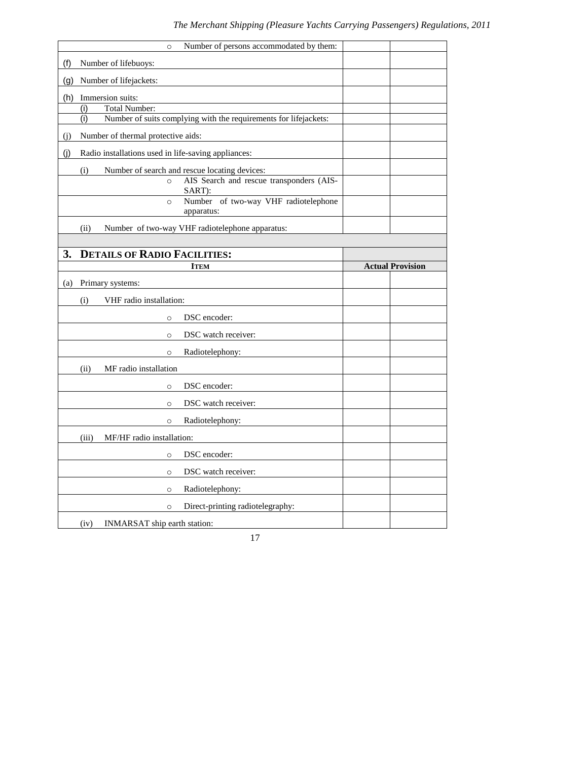| | | |
|---|---|---|
| ○ Number of persons accommodated by them: | | |
| (f) Number of lifebuoys: | | |
| (g) Number of lifejackets: | | |
| (h) Immersion suits: | | |
| (i) Total Number: | | |
| (i) Number of suits complying with the requirements for lifejackets: | | |
| (j) Number of thermal protective aids: | | |
| (j) Radio installations used in life-saving appliances: | | |
| (i) Number of search and rescue locating devices: | | |
| ○ AIS Search and rescue transponders (AIS-SART): | | |
| ○ Number of two-way VHF radiotelephone apparatus: | | |
| (ii) Number of two-way VHF radiotelephone apparatus: | | |

## 3. DETAILS OF RADIO FACILITIES:

| ITEM | Actual Provision | |
|---|---|---|
| (a) Primary systems: | | |
| (i) VHF radio installation: | | |
| ○ DSC encoder: | | |
| ○ DSC watch receiver: | | |
| ○ Radiotelephony: | | |
| (ii) MF radio installation | | |
| ○ DSC encoder: | | |
| ○ DSC watch receiver: | | |
| ○ Radiotelephony: | | |
| (iii) MF/HF radio installation: | | |
| ○ DSC encoder: | | |
| ○ DSC watch receiver: | | |
| ○ Radiotelephony: | | |
| ○ Direct-printing radiotelegraphy: | | |
| (iv) INMARSAT ship earth station: | | |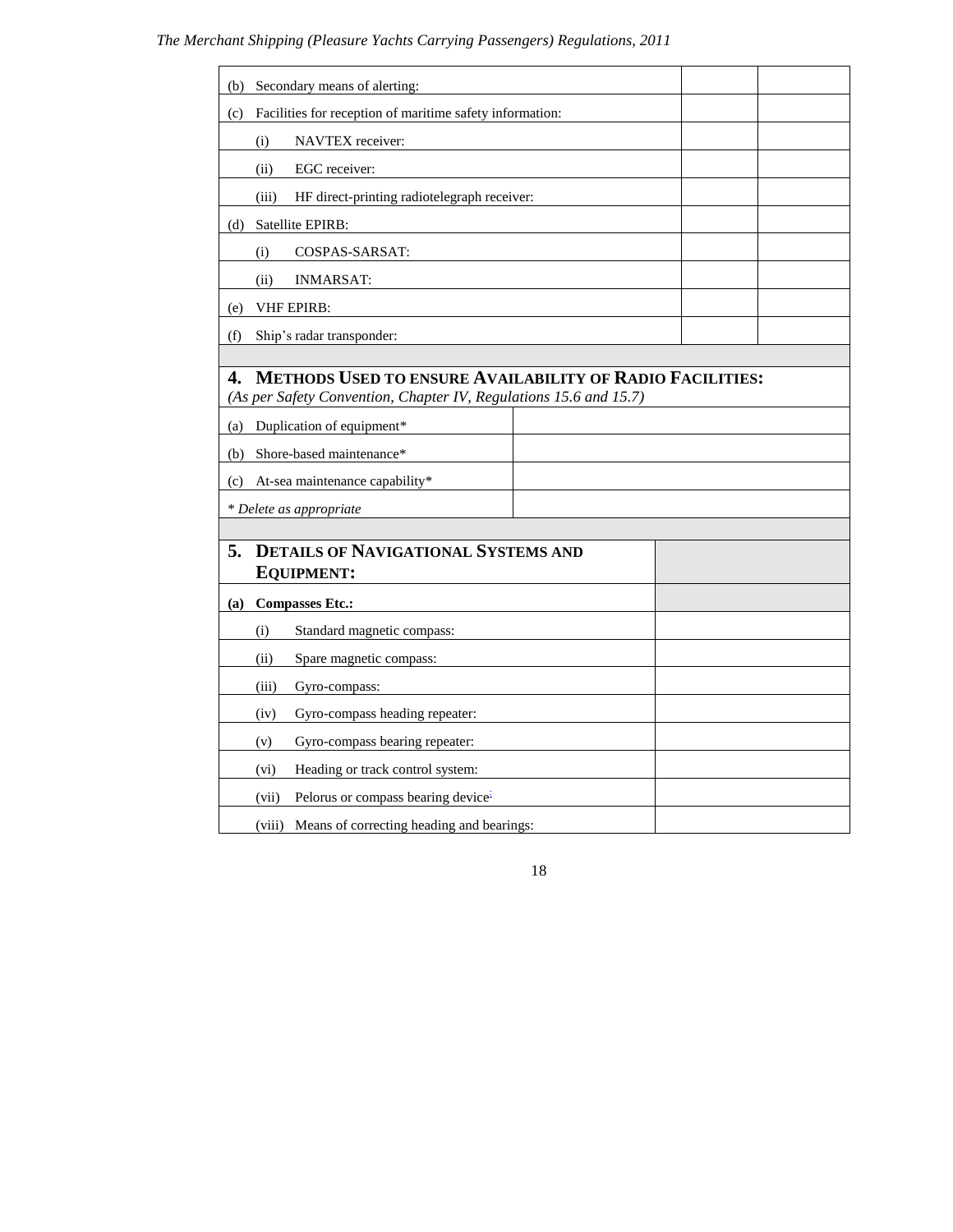| | | |
|---|---|---|
| (b) Secondary means of alerting: | | |
| (c) Facilities for reception of maritime safety information: | | |
| (i) NAVTEX receiver: | | |
| (ii) EGC receiver: | | |
| (iii) HF direct-printing radiotelegraph receiver: | | |
| (d) Satellite EPIRB: | | |
| (i) COSPAS-SARSAT: | | |
| (ii) INMARSAT: | | |
| (e) VHF EPIRB: | | |
| (f) Ship's radar transponder: | | |

## 4. Methods Used to ensure Availability of Radio Facilities:

*(As per Safety Convention, Chapter IV, Regulations 15.6 and 15.7)*

| | |
|---|---|
| (a) Duplication of equipment* | |
| (b) Shore-based maintenance* | |
| (c) At-sea maintenance capability* | |
| *\* Delete as appropriate* | |

## 5. Details of Navigational Systems and Equipment:

| | |
|---|---|
| **(a) Compasses Etc.:** | |
| (i) Standard magnetic compass: | |
| (ii) Spare magnetic compass: | |
| (iii) Gyro-compass: | |
| (iv) Gyro-compass heading repeater: | |
| (v) Gyro-compass bearing repeater: | |
| (vi) Heading or track control system: | |
| (vii) Pelorus or compass bearing device: | |
| (viii) Means of correcting heading and bearings: | |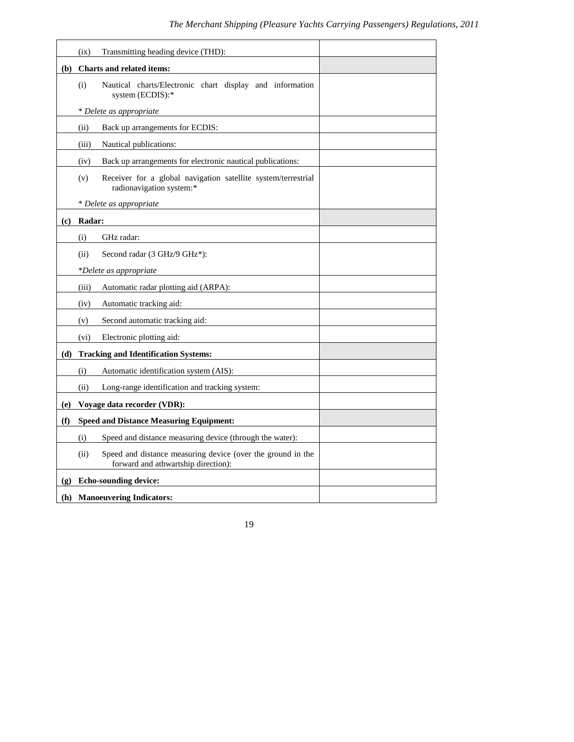| | | |
|---|---|---|
| | (ix) Transmitting heading device (THD): | |
| **(b)** | **Charts and related items:** | |
| | (i) Nautical charts/Electronic chart display and information system (ECDIS):* <br> * *Delete as appropriate* | |
| | (ii) Back up arrangements for ECDIS: | |
| | (iii) Nautical publications: | |
| | (iv) Back up arrangements for electronic nautical publications: | |
| | (v) Receiver for a global navigation satellite system/terrestrial radionavigation system:* <br> * *Delete as appropriate* | |
| **(c)** | **Radar:** | |
| | (i) GHz radar: | |
| | (ii) Second radar (3 GHz/9 GHz*): <br> **Delete as appropriate* | |
| | (iii) Automatic radar plotting aid (ARPA): | |
| | (iv) Automatic tracking aid: | |
| | (v) Second automatic tracking aid: | |
| | (vi) Electronic plotting aid: | |
| **(d)** | **Tracking and Identification Systems:** | |
| | (i) Automatic identification system (AIS): | |
| | (ii) Long-range identification and tracking system: | |
| **(e)** | **Voyage data recorder (VDR):** | |
| **(f)** | **Speed and Distance Measuring Equipment:** | |
| | (i) Speed and distance measuring device (through the water): | |
| | (ii) Speed and distance measuring device (over the ground in the forward and athwartship direction): | |
| **(g)** | **Echo-sounding device:** | |
| **(h)** | **Manoeuvering Indicators:** | |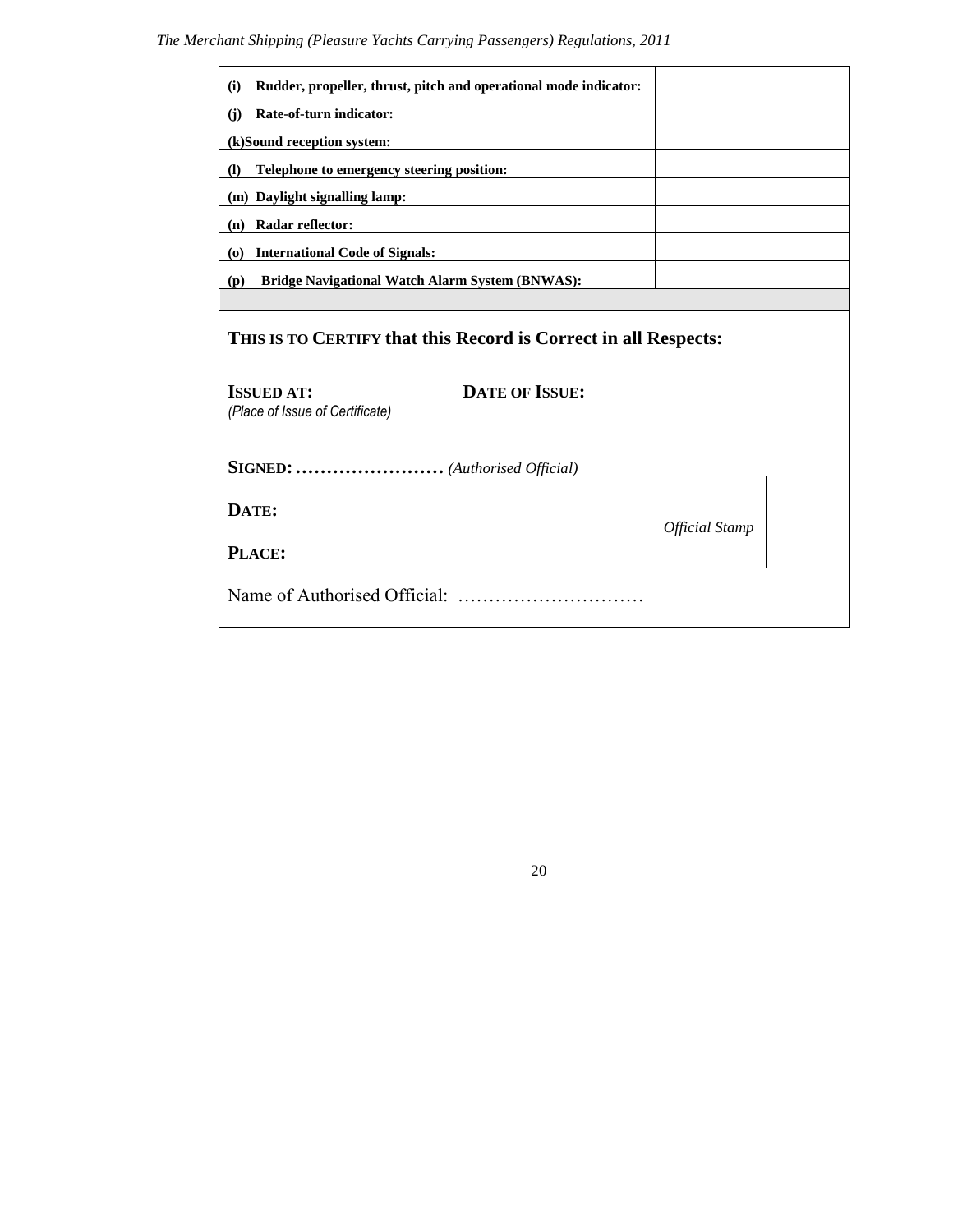| | |
|---|---|
| **(i) Rudder, propeller, thrust, pitch and operational mode indicator:** | |
| **(j) Rate-of-turn indicator:** | |
| **(k)Sound reception system:** | |
| **(l) Telephone to emergency steering position:** | |
| **(m) Daylight signalling lamp:** | |
| **(n) Radar reflector:** | |
| **(o) International Code of Signals:** | |
| **(p) Bridge Navigational Watch Alarm System (BNWAS):** | |

**THIS IS TO CERTIFY that this Record is Correct in all Respects:**

**ISSUED AT:** *(Place of Issue of Certificate)* **DATE OF ISSUE:**

**SIGNED: ……………………** *(Authorised Official)*

**DATE:**

**PLACE:**

*Official Stamp*

Name of Authorised Official: …………………………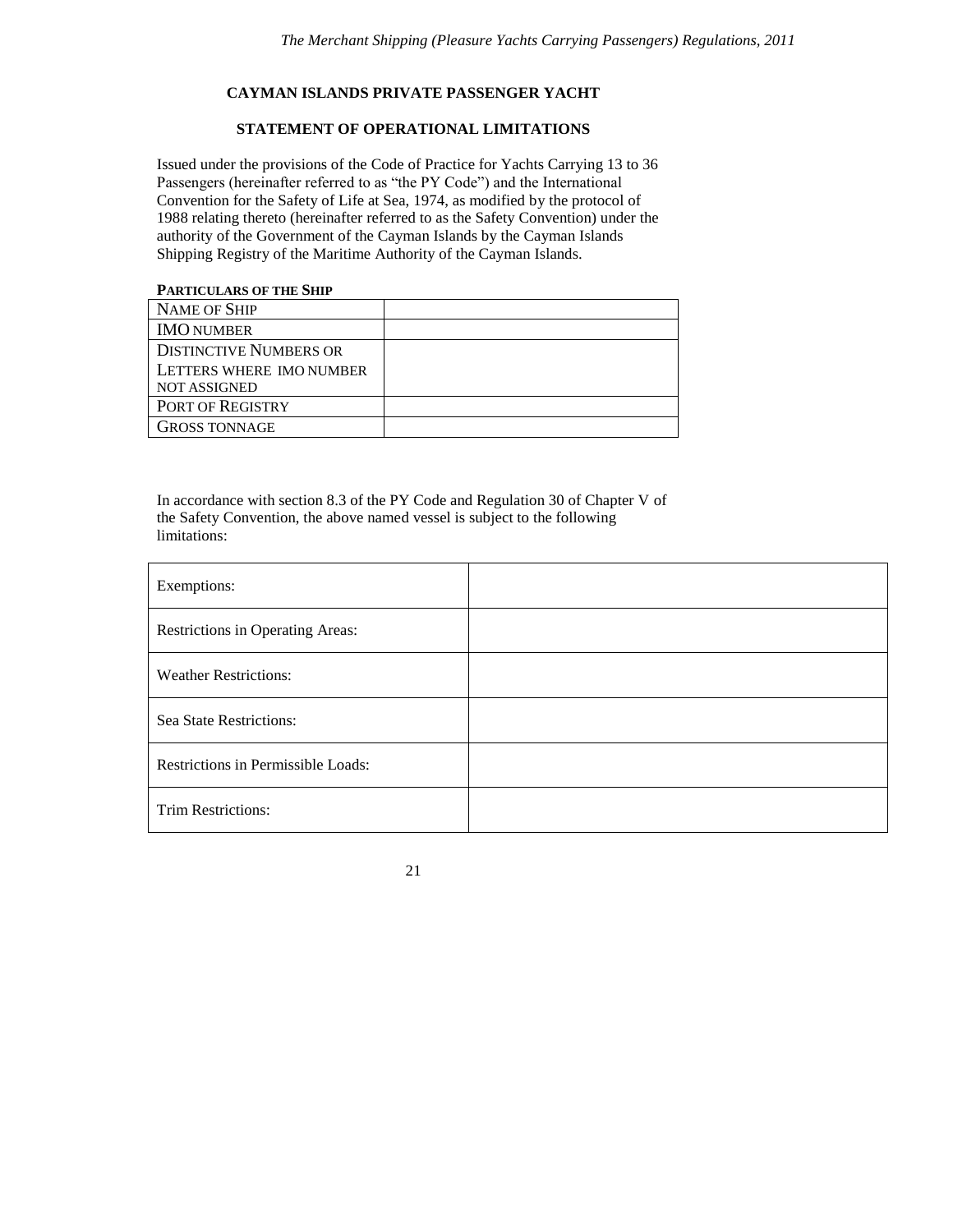**CAYMAN ISLANDS PRIVATE PASSENGER YACHT**

**STATEMENT OF OPERATIONAL LIMITATIONS**

Issued under the provisions of the Code of Practice for Yachts Carrying 13 to 36 Passengers (hereinafter referred to as "the PY Code") and the International Convention for the Safety of Life at Sea, 1974, as modified by the protocol of 1988 relating thereto (hereinafter referred to as the Safety Convention) under the authority of the Government of the Cayman Islands by the Cayman Islands Shipping Registry of the Maritime Authority of the Cayman Islands.

**PARTICULARS OF THE SHIP**

| | |
|---|---|
| NAME OF SHIP | |
| IMO NUMBER | |
| DISTINCTIVE NUMBERS OR LETTERS WHERE IMO NUMBER NOT ASSIGNED | |
| PORT OF REGISTRY | |
| GROSS TONNAGE | |

In accordance with section 8.3 of the PY Code and Regulation 30 of Chapter V of the Safety Convention, the above named vessel is subject to the following limitations:

| | |
|---|---|
| Exemptions: | |
| Restrictions in Operating Areas: | |
| Weather Restrictions: | |
| Sea State Restrictions: | |
| Restrictions in Permissible Loads: | |
| Trim Restrictions: | |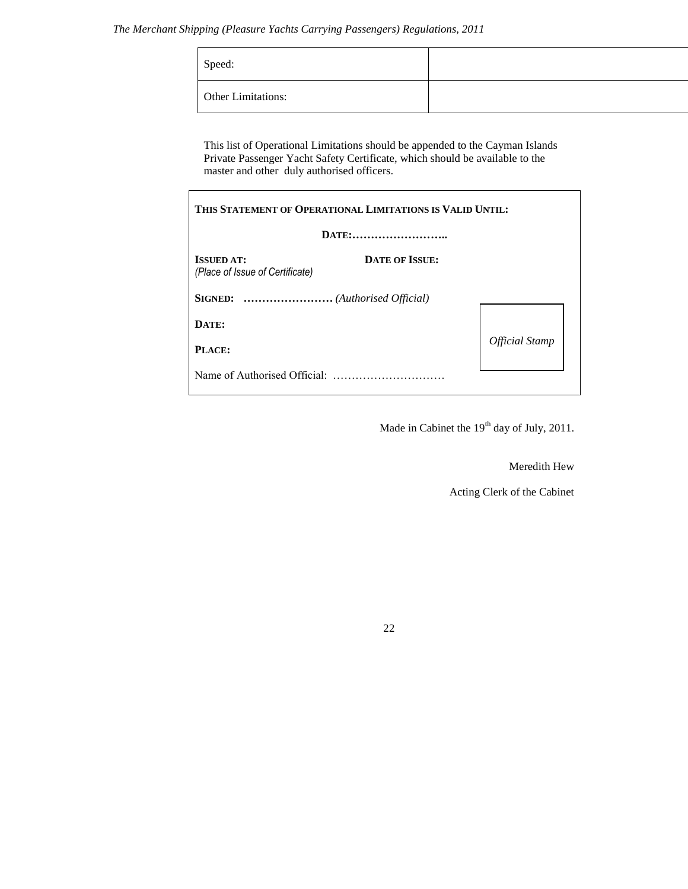| | |
|---|---|
| Speed: | |
| Other Limitations: | |

This list of Operational Limitations should be appended to the Cayman Islands Private Passenger Yacht Safety Certificate, which should be available to the master and other duly authorised officers.

**THIS STATEMENT OF OPERATIONAL LIMITATIONS IS VALID UNTIL:**

**DATE:……………………..**

**ISSUED AT:** **DATE OF ISSUE:**
*(Place of Issue of Certificate)*

**SIGNED: ……………………** *(Authorised Official)*

**DATE:**

**PLACE:**

Name of Authorised Official: …………………………

*Official Stamp*

Made in Cabinet the 19th day of July, 2011.

Meredith Hew

Acting Clerk of the Cabinet